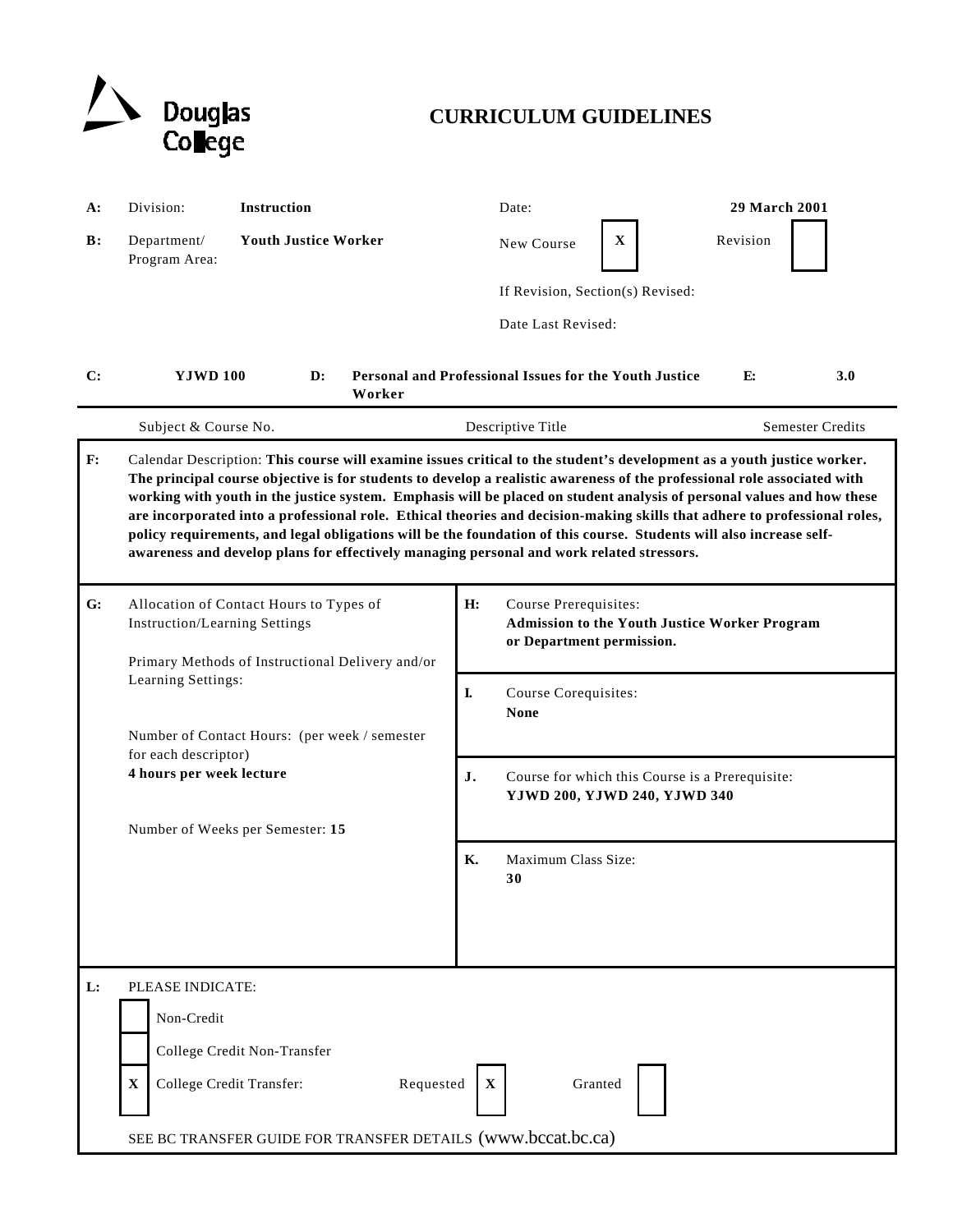Douglas College

# CURRICULUM GUIDELINES

**A:** Division: **Instruction**

Date: **29 March 2001**

**B:** Department/ Program Area: **Youth Justice Worker**

New Course [X] Revision [ ]

If Revision, Section(s) Revised:

Date Last Revised:

| C: | D: | E: |
|---|---|---|
| **YJWD 100** | **Personal and Professional Issues for the Youth Justice Worker** | **3.0** |
| Subject & Course No. | Descriptive Title | Semester Credits |

**F:** Calendar Description: **This course will examine issues critical to the student's development as a youth justice worker. The principal course objective is for students to develop a realistic awareness of the professional role associated with working with youth in the justice system. Emphasis will be placed on student analysis of personal values and how these are incorporated into a professional role. Ethical theories and decision-making skills that adhere to professional roles, policy requirements, and legal obligations will be the foundation of this course. Students will also increase self-awareness and develop plans for effectively managing personal and work related stressors.**

**G:** Allocation of Contact Hours to Types of Instruction/Learning Settings

Primary Methods of Instructional Delivery and/or Learning Settings:

Number of Contact Hours: (per week / semester for each descriptor)
**4 hours per week lecture**

Number of Weeks per Semester: **15**

**H:** Course Prerequisites:
**Admission to the Youth Justice Worker Program or Department permission.**

**I.** Course Corequisites:
**None**

**J.** Course for which this Course is a Prerequisite:
**YJWD 200, YJWD 240, YJWD 340**

**K.** Maximum Class Size:
**30**

**L:** PLEASE INDICATE:

- [ ] Non-Credit
- [ ] College Credit Non-Transfer
- [X] College Credit Transfer: Requested [X] Granted [ ]

SEE BC TRANSFER GUIDE FOR TRANSFER DETAILS (www.bccat.bc.ca)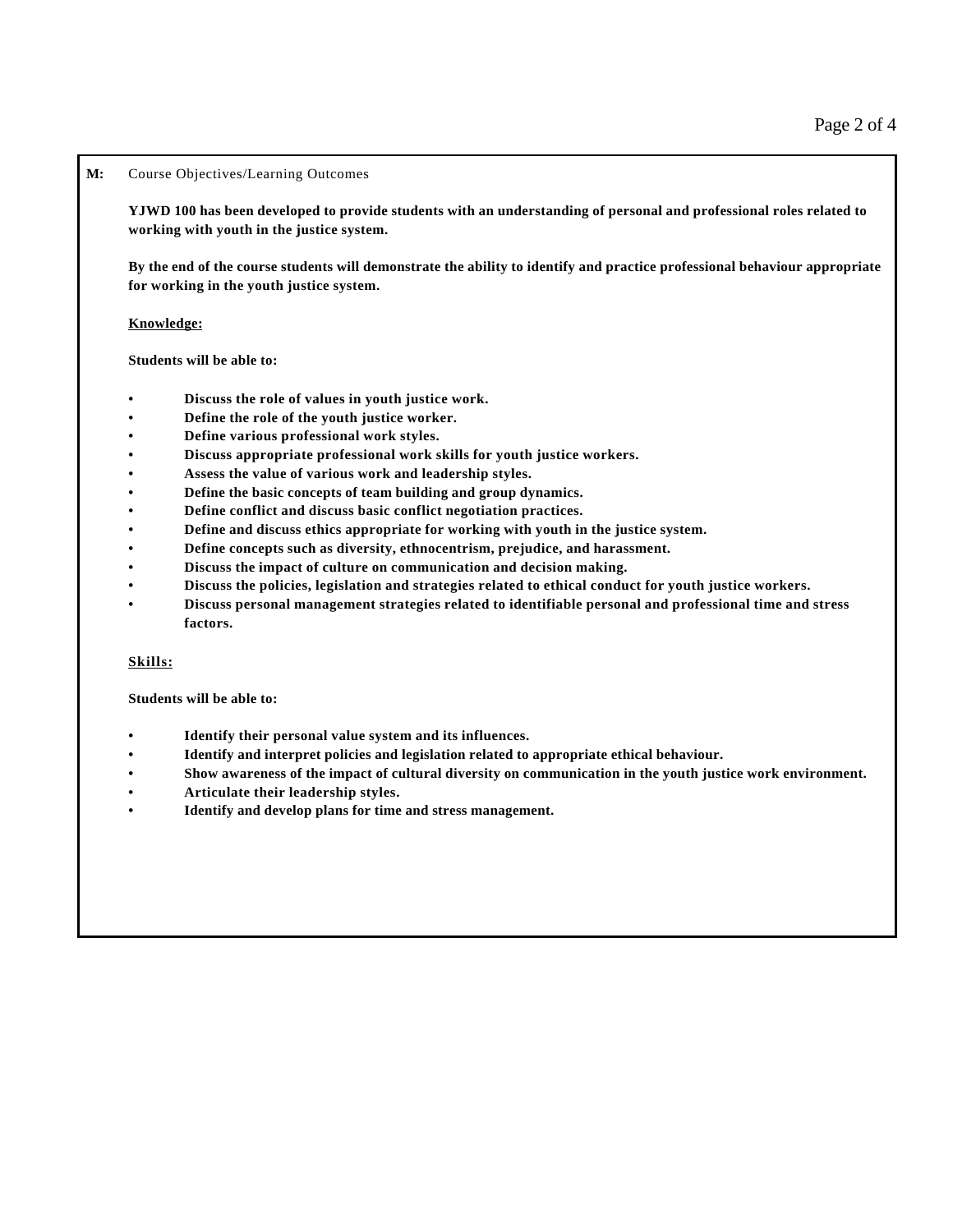**M:** Course Objectives/Learning Outcomes

**YJWD 100 has been developed to provide students with an understanding of personal and professional roles related to working with youth in the justice system.**

**By the end of the course students will demonstrate the ability to identify and practice professional behaviour appropriate for working in the youth justice system.**

**Knowledge:**

**Students will be able to:**

- **Discuss the role of values in youth justice work.**
- **Define the role of the youth justice worker.**
- **Define various professional work styles.**
- **Discuss appropriate professional work skills for youth justice workers.**
- **Assess the value of various work and leadership styles.**
- **Define the basic concepts of team building and group dynamics.**
- **Define conflict and discuss basic conflict negotiation practices.**
- **Define and discuss ethics appropriate for working with youth in the justice system.**
- **Define concepts such as diversity, ethnocentrism, prejudice, and harassment.**
- **Discuss the impact of culture on communication and decision making.**
- **Discuss the policies, legislation and strategies related to ethical conduct for youth justice workers.**
- **Discuss personal management strategies related to identifiable personal and professional time and stress factors.**

**Skills:**

**Students will be able to:**

- **Identify their personal value system and its influences.**
- **Identify and interpret policies and legislation related to appropriate ethical behaviour.**
- **Show awareness of the impact of cultural diversity on communication in the youth justice work environment.**
- **Articulate their leadership styles.**
- **Identify and develop plans for time and stress management.**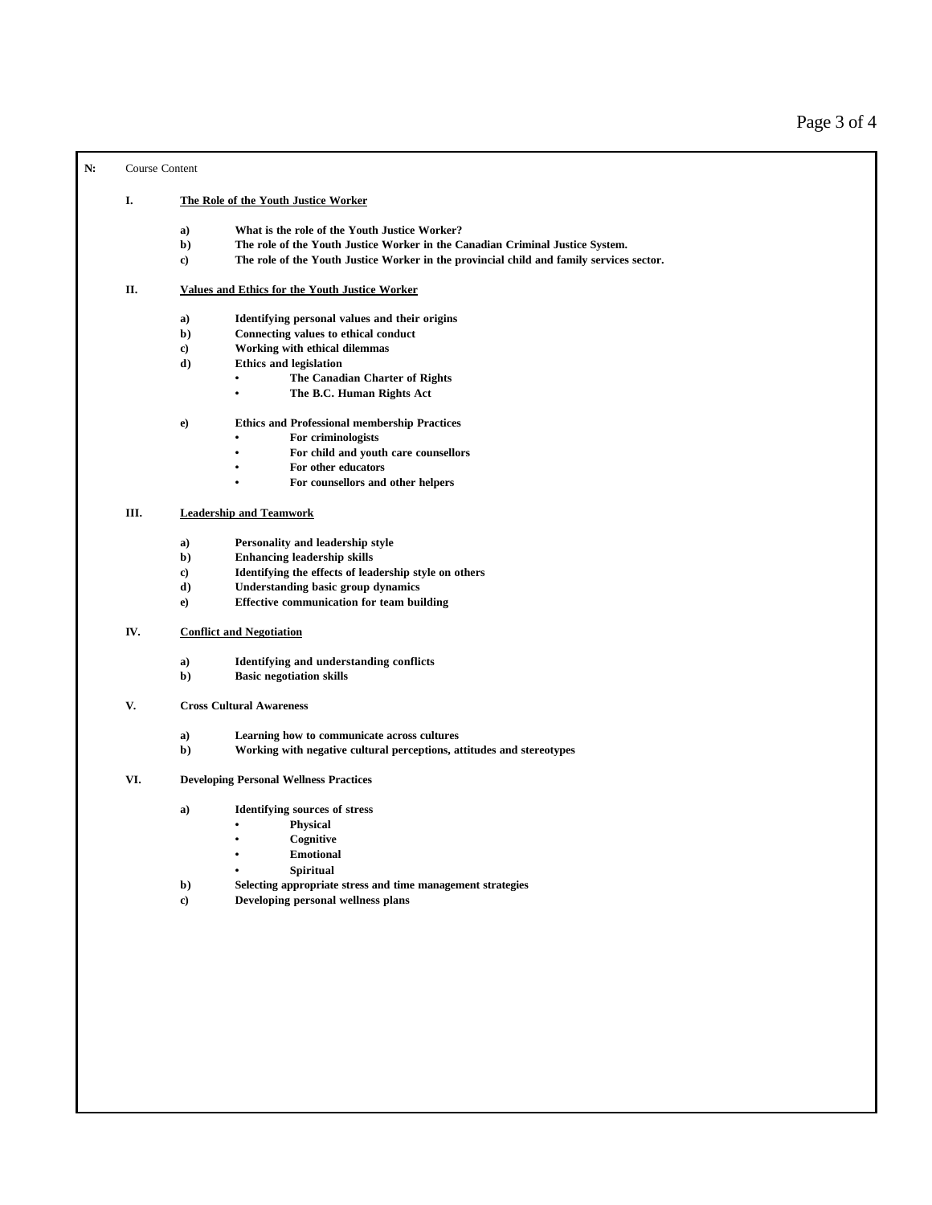**N:** Course Content

**I. The Role of the Youth Justice Worker**

- **a) What is the role of the Youth Justice Worker?**
- **b) The role of the Youth Justice Worker in the Canadian Criminal Justice System.**
- **c) The role of the Youth Justice Worker in the provincial child and family services sector.**

**II. Values and Ethics for the Youth Justice Worker**

- **a) Identifying personal values and their origins**
- **b) Connecting values to ethical conduct**
- **c) Working with ethical dilemmas**
- **d) Ethics and legislation**
  - **The Canadian Charter of Rights**
  - **The B.C. Human Rights Act**
- **e) Ethics and Professional membership Practices**
  - **For criminologists**
  - **For child and youth care counsellors**
  - **For other educators**
  - **For counsellors and other helpers**

**III. Leadership and Teamwork**

- **a) Personality and leadership style**
- **b) Enhancing leadership skills**
- **c) Identifying the effects of leadership style on others**
- **d) Understanding basic group dynamics**
- **e) Effective communication for team building**

**IV. Conflict and Negotiation**

- **a) Identifying and understanding conflicts**
- **b) Basic negotiation skills**

**V. Cross Cultural Awareness**

- **a) Learning how to communicate across cultures**
- **b) Working with negative cultural perceptions, attitudes and stereotypes**

**VI. Developing Personal Wellness Practices**

- **a) Identifying sources of stress**
  - **Physical**
  - **Cognitive**
  - **Emotional**
  - **Spiritual**
- **b) Selecting appropriate stress and time management strategies**
- **c) Developing personal wellness plans**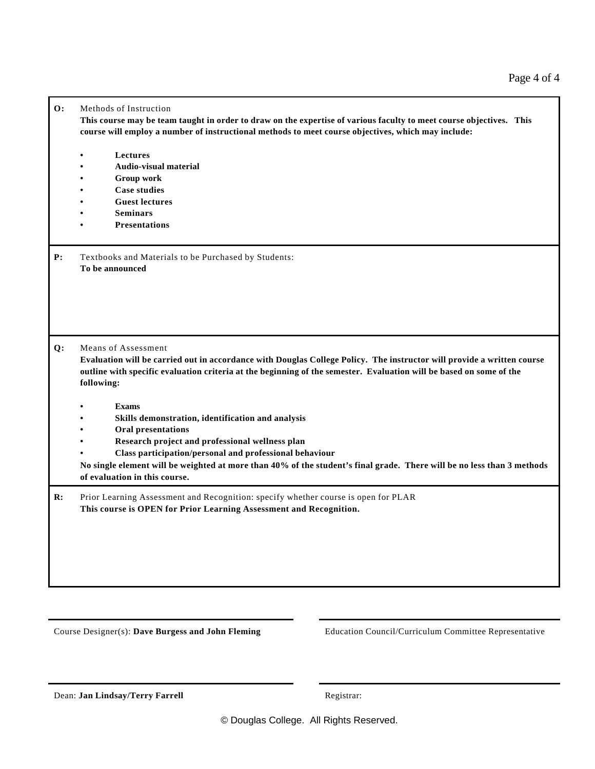**O:** Methods of Instruction

**This course may be team taught in order to draw on the expertise of various faculty to meet course objectives. This course will employ a number of instructional methods to meet course objectives, which may include:**

- **Lectures**
- **Audio-visual material**
- **Group work**
- **Case studies**
- **Guest lectures**
- **Seminars**
- **Presentations**

**P:** Textbooks and Materials to be Purchased by Students:

**To be announced**

**Q:** Means of Assessment

**Evaluation will be carried out in accordance with Douglas College Policy. The instructor will provide a written course outline with specific evaluation criteria at the beginning of the semester. Evaluation will be based on some of the following:**

- **Exams**
- **Skills demonstration, identification and analysis**
- **Oral presentations**
- **Research project and professional wellness plan**
- **Class participation/personal and professional behaviour**

**No single element will be weighted at more than 40% of the student's final grade. There will be no less than 3 methods of evaluation in this course.**

**R:** Prior Learning Assessment and Recognition: specify whether course is open for PLAR

**This course is OPEN for Prior Learning Assessment and Recognition.**

Course Designer(s): **Dave Burgess and John Fleming**

Education Council/Curriculum Committee Representative

Dean: **Jan Lindsay/Terry Farrell**

Registrar:

© Douglas College. All Rights Reserved.